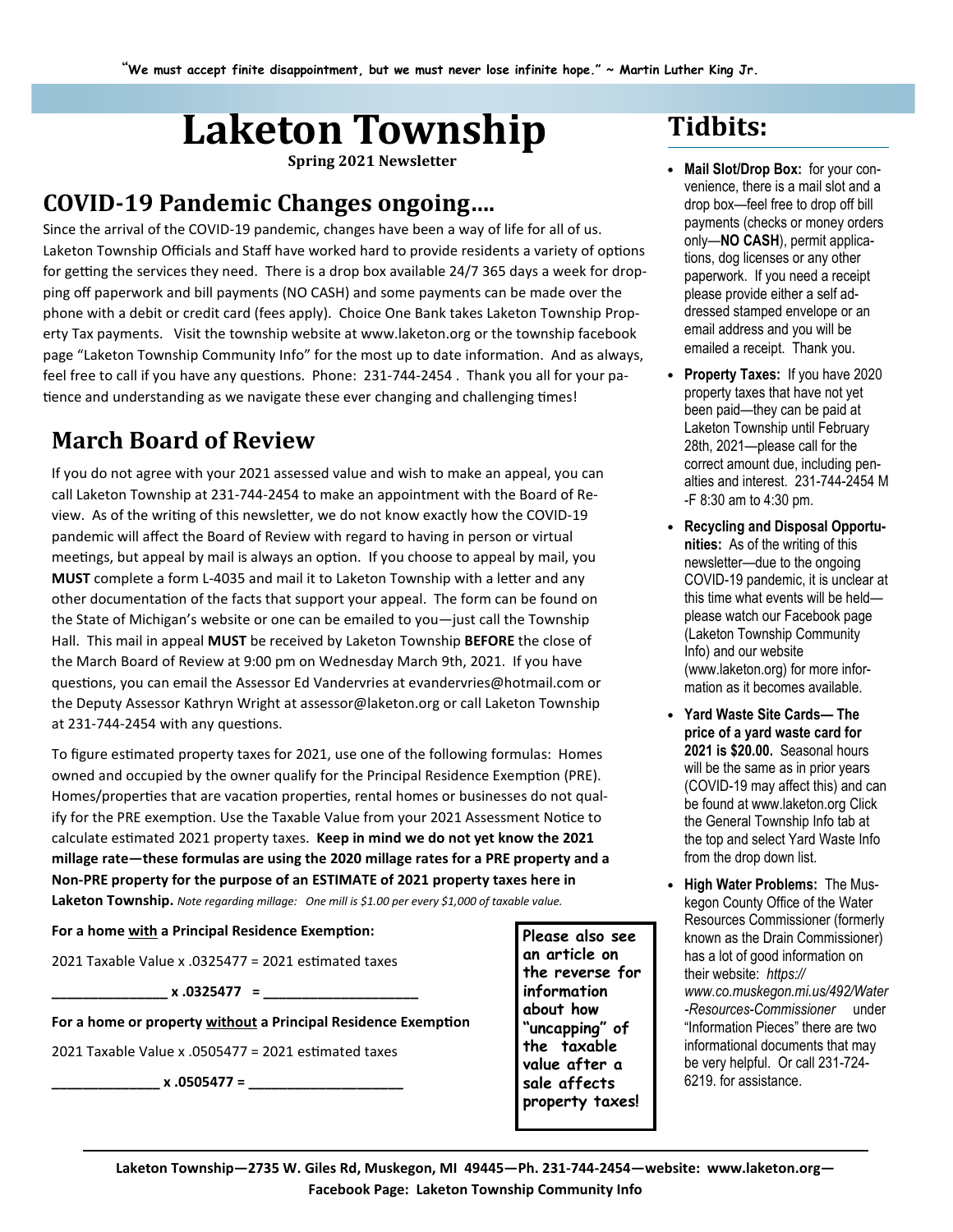"We must accept finite disappointment, but we must never lose infinite hope." ~ Martin Luther King Jr.

# Laketon Township

**Spring 2021 Newsletter**

## COVID-19 Pandemic Changes ongoing….

Since the arrival of the COVID-19 pandemic, changes have been a way of life for all of us. Laketon Township Officials and Staff have worked hard to provide residents a variety of options for getting the services they need. There is a drop box available 24/7 365 days a week for dropping off paperwork and bill payments (NO CASH) and some payments can be made over the phone with a debit or credit card (fees apply). Choice One Bank takes Laketon Township Property Tax payments. Visit the township website at www.laketon.org or the township facebook page "Laketon Township Community Info" for the most up to date information. And as always, feel free to call if you have any questions. Phone: 231-744-2454 . Thank you all for your patience and understanding as we navigate these ever changing and challenging times!

## March Board of Review

If you do not agree with your 2021 assessed value and wish to make an appeal, you can call Laketon Township at 231-744-2454 to make an appointment with the Board of Review. As of the writing of this newsletter, we do not know exactly how the COVID-19 pandemic will affect the Board of Review with regard to having in person or virtual meetings, but appeal by mail is always an option. If you choose to appeal by mail, you **MUST** complete a form L-4035 and mail it to Laketon Township with a letter and any other documentation of the facts that support your appeal. The form can be found on the State of Michigan's website or one can be emailed to you—just call the Township Hall. This mail in appeal **MUST** be received by Laketon Township **BEFORE** the close of the March Board of Review at 9:00 pm on Wednesday March 9th, 2021. If you have questions, you can email the Assessor Ed Vandervries at evandervries@hotmail.com or the Deputy Assessor Kathryn Wright at assessor@laketon.org or call Laketon Township at 231-744-2454 with any questions.

To figure estimated property taxes for 2021, use one of the following formulas: Homes owned and occupied by the owner qualify for the Principal Residence Exemption (PRE). Homes/properties that are vacation properties, rental homes or businesses do not qualify for the PRE exemption. Use the Taxable Value from your 2021 Assessment Notice to calculate estimated 2021 property taxes. **Keep in mind we do not yet know the 2021 millage rate—these formulas are using the 2020 millage rates for a PRE property and a Non-PRE property for the purpose of an ESTIMATE of 2021 property taxes here in Laketon Township.** *Note regarding millage: One mill is $1.00 per every $1,000 of taxable value.*

**For a home with a Principal Residence Exemption:**

2021 Taxable Value x .0325477 = 2021 estimated taxes

**_______________ x .0325477 = ____________________**

**For a home or property without a Principal Residence Exemption**

2021 Taxable Value x .0505477 = 2021 estimated taxes

**______________ x .0505477 = ____________________**

**Please also see an article on the reverse for information about how "uncapping" of the taxable value after a sale affects property taxes!**

## Tidbits:

- **Mail Slot/Drop Box:** for your convenience, there is a mail slot and a drop box—feel free to drop off bill payments (checks or money orders only—**NO CASH**), permit applications, dog licenses or any other paperwork. If you need a receipt please provide either a self addressed stamped envelope or an email address and you will be emailed a receipt. Thank you.
- **Property Taxes:** If you have 2020 property taxes that have not yet been paid—they can be paid at Laketon Township until February 28th, 2021—please call for the correct amount due, including penalties and interest. 231-744-2454 M-F 8:30 am to 4:30 pm.
- **Recycling and Disposal Opportunities:** As of the writing of this newsletter—due to the ongoing COVID-19 pandemic, it is unclear at this time what events will be held—please watch our Facebook page (Laketon Township Community Info) and our website (www.laketon.org) for more information as it becomes available.
- **Yard Waste Site Cards— The price of a yard waste card for 2021 is $20.00.** Seasonal hours will be the same as in prior years (COVID-19 may affect this) and can be found at www.laketon.org Click the General Township Info tab at the top and select Yard Waste Info from the drop down list.
- **High Water Problems:** The Muskegon County Office of the Water Resources Commissioner (formerly known as the Drain Commissioner) has a lot of good information on their website: *https://www.co.muskegon.mi.us/492/Water-Resources-Commissioner* under "Information Pieces" there are two informational documents that may be very helpful. Or call 231-724-6219. for assistance.

**Laketon Township—2735 W. Giles Rd, Muskegon, MI 49445—Ph. 231-744-2454—website: www.laketon.org— Facebook Page: Laketon Township Community Info**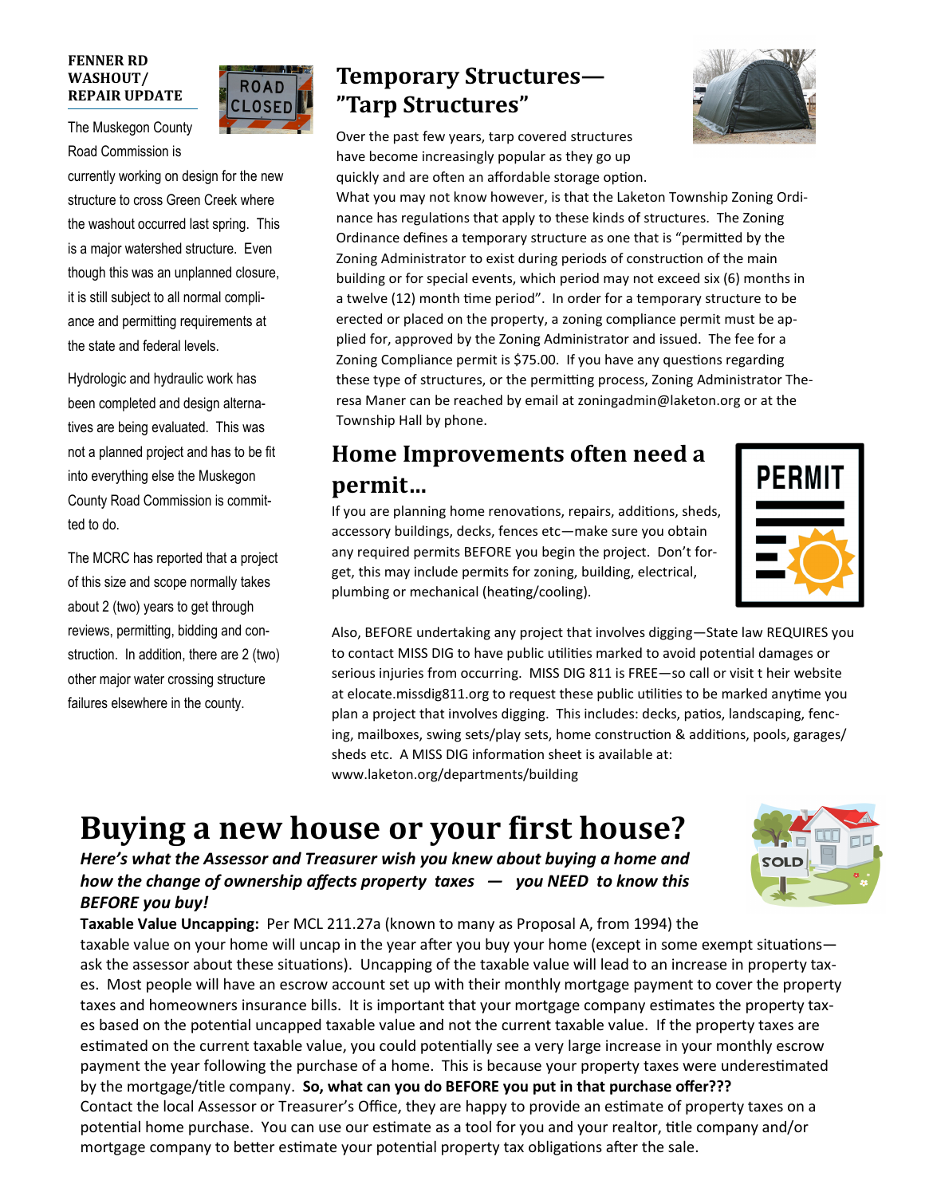## FENNER RD WASHOUT/ REPAIR UPDATE

The Muskegon County Road Commission is currently working on design for the new structure to cross Green Creek where the washout occurred last spring. This is a major watershed structure. Even though this was an unplanned closure, it is still subject to all normal compliance and permitting requirements at the state and federal levels.

Hydrologic and hydraulic work has been completed and design alternatives are being evaluated. This was not a planned project and has to be fit into everything else the Muskegon County Road Commission is committed to do.

The MCRC has reported that a project of this size and scope normally takes about 2 (two) years to get through reviews, permitting, bidding and construction. In addition, there are 2 (two) other major water crossing structure failures elsewhere in the county.

## Temporary Structures— "Tarp Structures"

Over the past few years, tarp covered structures have become increasingly popular as they go up quickly and are often an affordable storage option. What you may not know however, is that the Laketon Township Zoning Ordinance has regulations that apply to these kinds of structures. The Zoning Ordinance defines a temporary structure as one that is "permitted by the Zoning Administrator to exist during periods of construction of the main building or for special events, which period may not exceed six (6) months in a twelve (12) month time period". In order for a temporary structure to be erected or placed on the property, a zoning compliance permit must be applied for, approved by the Zoning Administrator and issued. The fee for a Zoning Compliance permit is $75.00. If you have any questions regarding these type of structures, or the permitting process, Zoning Administrator Theresa Maner can be reached by email at zoningadmin@laketon.org or at the Township Hall by phone.

## Home Improvements often need a permit…

If you are planning home renovations, repairs, additions, sheds, accessory buildings, decks, fences etc—make sure you obtain any required permits BEFORE you begin the project. Don't forget, this may include permits for zoning, building, electrical, plumbing or mechanical (heating/cooling).

Also, BEFORE undertaking any project that involves digging—State law REQUIRES you to contact MISS DIG to have public utilities marked to avoid potential damages or serious injuries from occurring. MISS DIG 811 is FREE—so call or visit t heir website at elocate.missdig811.org to request these public utilities to be marked anytime you plan a project that involves digging. This includes: decks, patios, landscaping, fencing, mailboxes, swing sets/play sets, home construction & additions, pools, garages/ sheds etc. A MISS DIG information sheet is available at: www.laketon.org/departments/building

# Buying a new house or your first house?

***Here's what the Assessor and Treasurer wish you knew about buying a home and how the change of ownership affects property taxes — you NEED to know this BEFORE you buy!***

**Taxable Value Uncapping:** Per MCL 211.27a (known to many as Proposal A, from 1994) the taxable value on your home will uncap in the year after you buy your home (except in some exempt situations—ask the assessor about these situations). Uncapping of the taxable value will lead to an increase in property taxes. Most people will have an escrow account set up with their monthly mortgage payment to cover the property taxes and homeowners insurance bills. It is important that your mortgage company estimates the property taxes based on the potential uncapped taxable value and not the current taxable value. If the property taxes are estimated on the current taxable value, you could potentially see a very large increase in your monthly escrow payment the year following the purchase of a home. This is because your property taxes were underestimated by the mortgage/title company. **So, what can you do BEFORE you put in that purchase offer???** Contact the local Assessor or Treasurer's Office, they are happy to provide an estimate of property taxes on a potential home purchase. You can use our estimate as a tool for you and your realtor, title company and/or mortgage company to better estimate your potential property tax obligations after the sale.